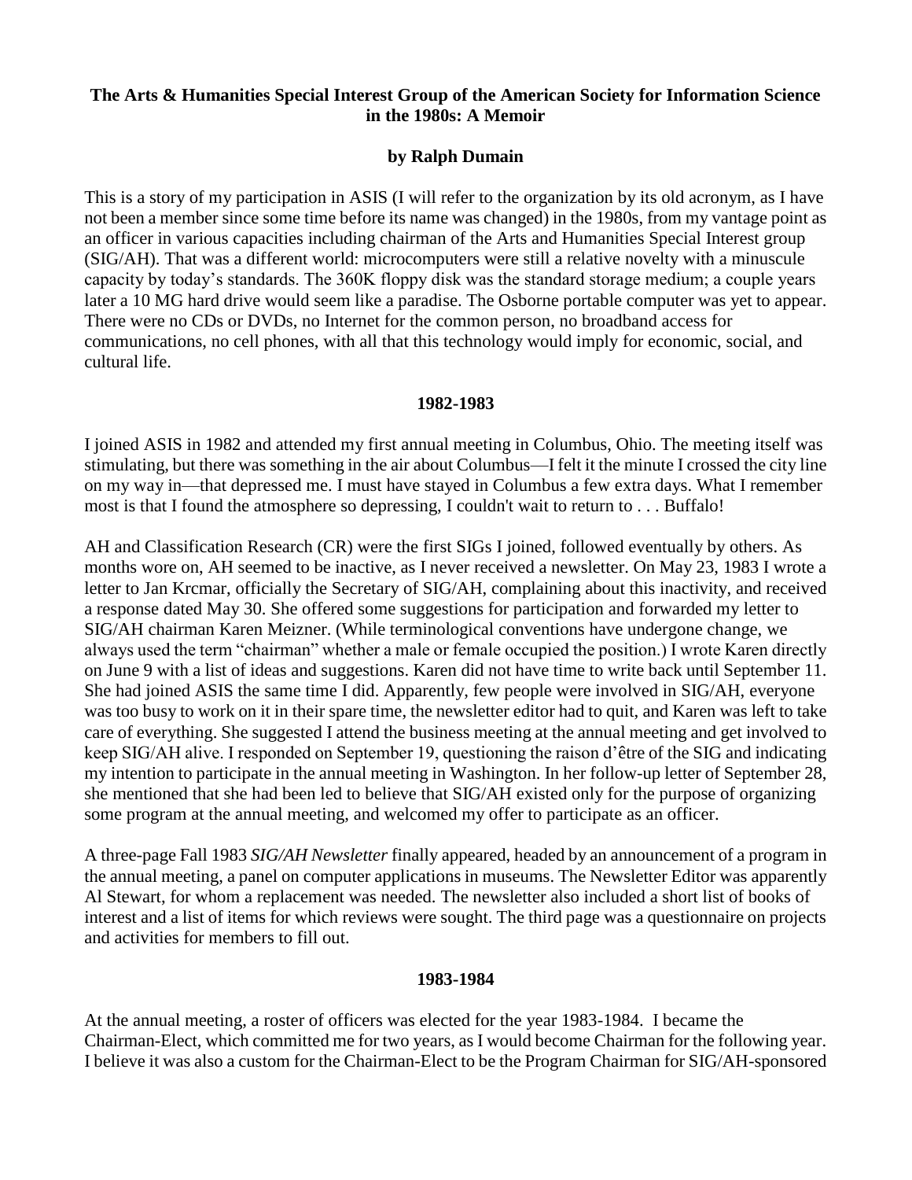**The Arts & Humanities Special Interest Group of the American Society for Information Science in the 1980s: A Memoir**

**by Ralph Dumain**

This is a story of my participation in ASIS (I will refer to the organization by its old acronym, as I have not been a member since some time before its name was changed) in the 1980s, from my vantage point as an officer in various capacities including chairman of the Arts and Humanities Special Interest group (SIG/AH). That was a different world: microcomputers were still a relative novelty with a minuscule capacity by today's standards. The 360K floppy disk was the standard storage medium; a couple years later a 10 MG hard drive would seem like a paradise. The Osborne portable computer was yet to appear. There were no CDs or DVDs, no Internet for the common person, no broadband access for communications, no cell phones, with all that this technology would imply for economic, social, and cultural life.

## 1982-1983

I joined ASIS in 1982 and attended my first annual meeting in Columbus, Ohio. The meeting itself was stimulating, but there was something in the air about Columbus—I felt it the minute I crossed the city line on my way in—that depressed me. I must have stayed in Columbus a few extra days. What I remember most is that I found the atmosphere so depressing, I couldn't wait to return to . . . Buffalo!

AH and Classification Research (CR) were the first SIGs I joined, followed eventually by others. As months wore on, AH seemed to be inactive, as I never received a newsletter. On May 23, 1983 I wrote a letter to Jan Krcmar, officially the Secretary of SIG/AH, complaining about this inactivity, and received a response dated May 30. She offered some suggestions for participation and forwarded my letter to SIG/AH chairman Karen Meizner. (While terminological conventions have undergone change, we always used the term "chairman" whether a male or female occupied the position.) I wrote Karen directly on June 9 with a list of ideas and suggestions. Karen did not have time to write back until September 11. She had joined ASIS the same time I did. Apparently, few people were involved in SIG/AH, everyone was too busy to work on it in their spare time, the newsletter editor had to quit, and Karen was left to take care of everything. She suggested I attend the business meeting at the annual meeting and get involved to keep SIG/AH alive. I responded on September 19, questioning the raison d'être of the SIG and indicating my intention to participate in the annual meeting in Washington. In her follow-up letter of September 28, she mentioned that she had been led to believe that SIG/AH existed only for the purpose of organizing some program at the annual meeting, and welcomed my offer to participate as an officer.

A three-page Fall 1983 *SIG/AH Newsletter* finally appeared, headed by an announcement of a program in the annual meeting, a panel on computer applications in museums. The Newsletter Editor was apparently Al Stewart, for whom a replacement was needed. The newsletter also included a short list of books of interest and a list of items for which reviews were sought. The third page was a questionnaire on projects and activities for members to fill out.

## 1983-1984

At the annual meeting, a roster of officers was elected for the year 1983-1984. I became the Chairman-Elect, which committed me for two years, as I would become Chairman for the following year. I believe it was also a custom for the Chairman-Elect to be the Program Chairman for SIG/AH-sponsored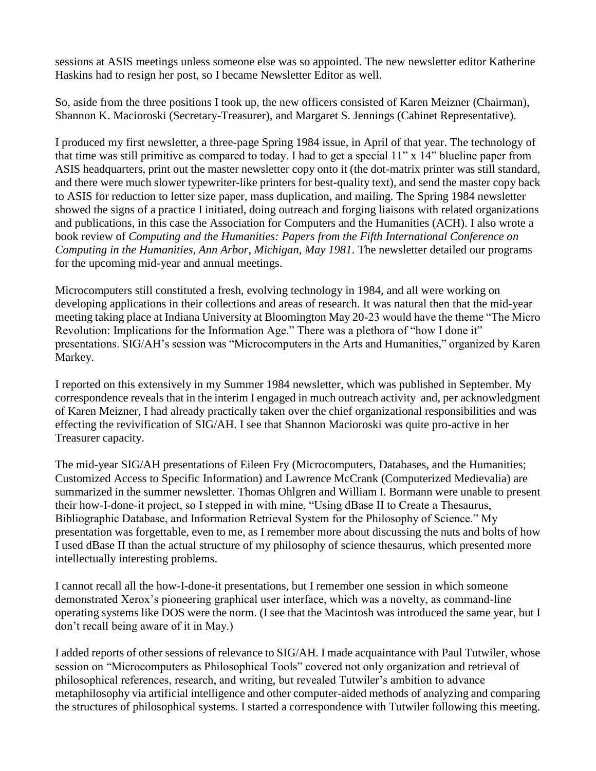sessions at ASIS meetings unless someone else was so appointed. The new newsletter editor Katherine Haskins had to resign her post, so I became Newsletter Editor as well.

So, aside from the three positions I took up, the new officers consisted of Karen Meizner (Chairman), Shannon K. Macioroski (Secretary-Treasurer), and Margaret S. Jennings (Cabinet Representative).

I produced my first newsletter, a three-page Spring 1984 issue, in April of that year. The technology of that time was still primitive as compared to today. I had to get a special 11" x 14" blueline paper from ASIS headquarters, print out the master newsletter copy onto it (the dot-matrix printer was still standard, and there were much slower typewriter-like printers for best-quality text), and send the master copy back to ASIS for reduction to letter size paper, mass duplication, and mailing. The Spring 1984 newsletter showed the signs of a practice I initiated, doing outreach and forging liaisons with related organizations and publications, in this case the Association for Computers and the Humanities (ACH). I also wrote a book review of *Computing and the Humanities: Papers from the Fifth International Conference on Computing in the Humanities, Ann Arbor, Michigan, May 1981*. The newsletter detailed our programs for the upcoming mid-year and annual meetings.

Microcomputers still constituted a fresh, evolving technology in 1984, and all were working on developing applications in their collections and areas of research. It was natural then that the mid-year meeting taking place at Indiana University at Bloomington May 20-23 would have the theme "The Micro Revolution: Implications for the Information Age." There was a plethora of "how I done it" presentations. SIG/AH's session was "Microcomputers in the Arts and Humanities," organized by Karen Markey.

I reported on this extensively in my Summer 1984 newsletter, which was published in September. My correspondence reveals that in the interim I engaged in much outreach activity and, per acknowledgment of Karen Meizner, I had already practically taken over the chief organizational responsibilities and was effecting the revivification of SIG/AH. I see that Shannon Macioroski was quite pro-active in her Treasurer capacity.

The mid-year SIG/AH presentations of Eileen Fry (Microcomputers, Databases, and the Humanities; Customized Access to Specific Information) and Lawrence McCrank (Computerized Medievalia) are summarized in the summer newsletter. Thomas Ohlgren and William I. Bormann were unable to present their how-I-done-it project, so I stepped in with mine, "Using dBase II to Create a Thesaurus, Bibliographic Database, and Information Retrieval System for the Philosophy of Science." My presentation was forgettable, even to me, as I remember more about discussing the nuts and bolts of how I used dBase II than the actual structure of my philosophy of science thesaurus, which presented more intellectually interesting problems.

I cannot recall all the how-I-done-it presentations, but I remember one session in which someone demonstrated Xerox's pioneering graphical user interface, which was a novelty, as command-line operating systems like DOS were the norm. (I see that the Macintosh was introduced the same year, but I don't recall being aware of it in May.)

I added reports of other sessions of relevance to SIG/AH. I made acquaintance with Paul Tutwiler, whose session on "Microcomputers as Philosophical Tools" covered not only organization and retrieval of philosophical references, research, and writing, but revealed Tutwiler's ambition to advance metaphilosophy via artificial intelligence and other computer-aided methods of analyzing and comparing the structures of philosophical systems. I started a correspondence with Tutwiler following this meeting.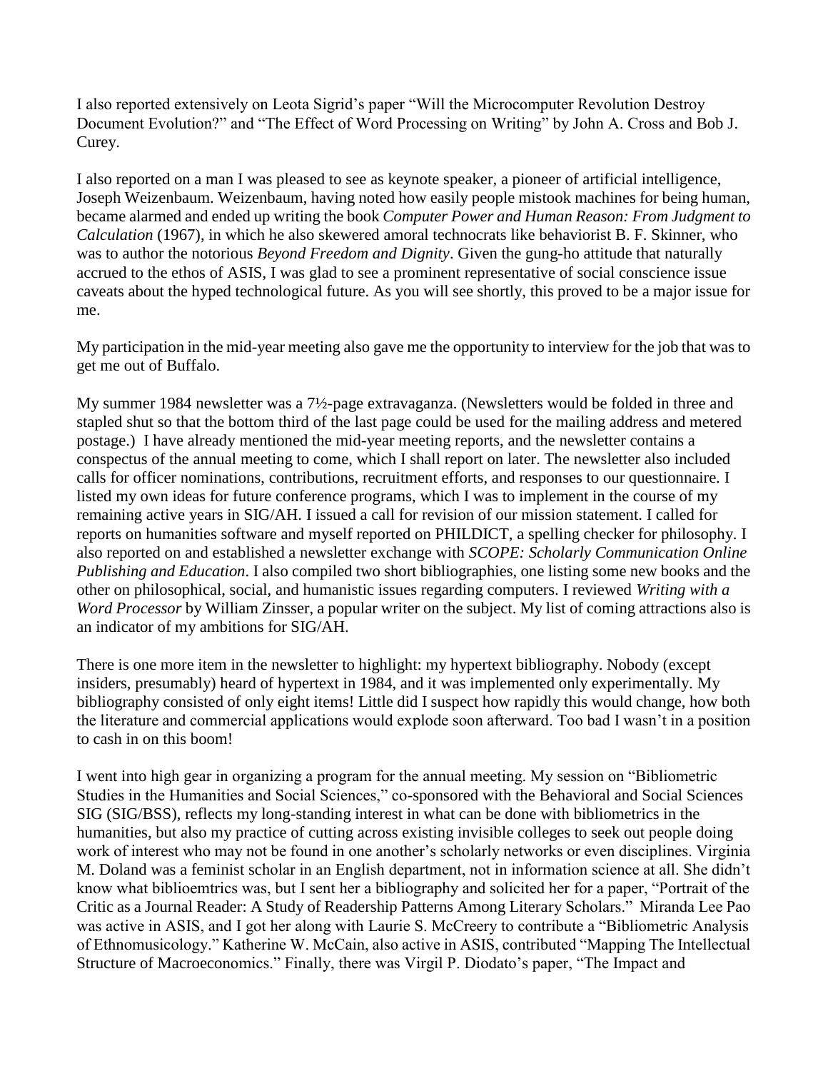I also reported extensively on Leota Sigrid's paper "Will the Microcomputer Revolution Destroy Document Evolution?" and "The Effect of Word Processing on Writing" by John A. Cross and Bob J. Curey.

I also reported on a man I was pleased to see as keynote speaker, a pioneer of artificial intelligence, Joseph Weizenbaum. Weizenbaum, having noted how easily people mistook machines for being human, became alarmed and ended up writing the book *Computer Power and Human Reason: From Judgment to Calculation* (1967), in which he also skewered amoral technocrats like behaviorist B. F. Skinner, who was to author the notorious *Beyond Freedom and Dignity*. Given the gung-ho attitude that naturally accrued to the ethos of ASIS, I was glad to see a prominent representative of social conscience issue caveats about the hyped technological future. As you will see shortly, this proved to be a major issue for me.

My participation in the mid-year meeting also gave me the opportunity to interview for the job that was to get me out of Buffalo.

My summer 1984 newsletter was a 7½-page extravaganza. (Newsletters would be folded in three and stapled shut so that the bottom third of the last page could be used for the mailing address and metered postage.) I have already mentioned the mid-year meeting reports, and the newsletter contains a conspectus of the annual meeting to come, which I shall report on later. The newsletter also included calls for officer nominations, contributions, recruitment efforts, and responses to our questionnaire. I listed my own ideas for future conference programs, which I was to implement in the course of my remaining active years in SIG/AH. I issued a call for revision of our mission statement. I called for reports on humanities software and myself reported on PHILDICT, a spelling checker for philosophy. I also reported on and established a newsletter exchange with *SCOPE: Scholarly Communication Online Publishing and Education*. I also compiled two short bibliographies, one listing some new books and the other on philosophical, social, and humanistic issues regarding computers. I reviewed *Writing with a Word Processor* by William Zinsser, a popular writer on the subject. My list of coming attractions also is an indicator of my ambitions for SIG/AH.

There is one more item in the newsletter to highlight: my hypertext bibliography. Nobody (except insiders, presumably) heard of hypertext in 1984, and it was implemented only experimentally. My bibliography consisted of only eight items! Little did I suspect how rapidly this would change, how both the literature and commercial applications would explode soon afterward. Too bad I wasn't in a position to cash in on this boom!

I went into high gear in organizing a program for the annual meeting. My session on "Bibliometric Studies in the Humanities and Social Sciences," co-sponsored with the Behavioral and Social Sciences SIG (SIG/BSS), reflects my long-standing interest in what can be done with bibliometrics in the humanities, but also my practice of cutting across existing invisible colleges to seek out people doing work of interest who may not be found in one another's scholarly networks or even disciplines. Virginia M. Doland was a feminist scholar in an English department, not in information science at all. She didn't know what biblioemtrics was, but I sent her a bibliography and solicited her for a paper, "Portrait of the Critic as a Journal Reader: A Study of Readership Patterns Among Literary Scholars." Miranda Lee Pao was active in ASIS, and I got her along with Laurie S. McCreery to contribute a "Bibliometric Analysis of Ethnomusicology." Katherine W. McCain, also active in ASIS, contributed "Mapping The Intellectual Structure of Macroeconomics." Finally, there was Virgil P. Diodato's paper, "The Impact and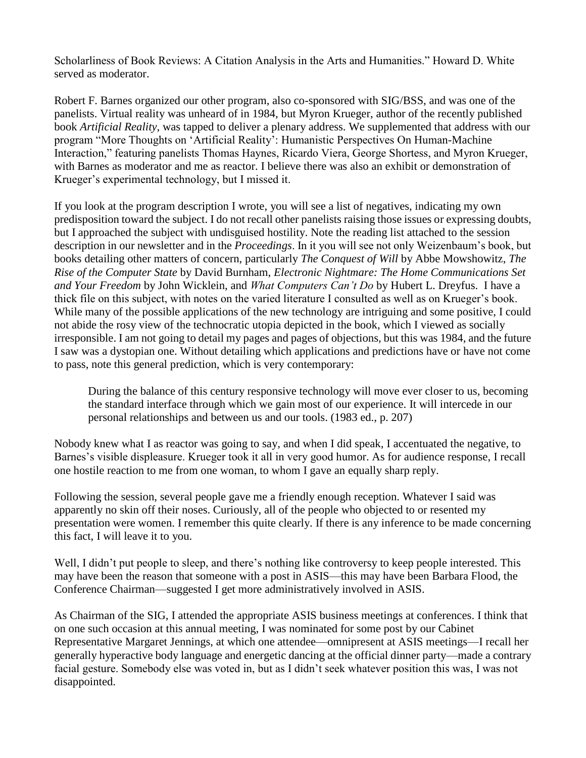Scholarliness of Book Reviews: A Citation Analysis in the Arts and Humanities." Howard D. White served as moderator.

Robert F. Barnes organized our other program, also co-sponsored with SIG/BSS, and was one of the panelists. Virtual reality was unheard of in 1984, but Myron Krueger, author of the recently published book *Artificial Reality*, was tapped to deliver a plenary address. We supplemented that address with our program "More Thoughts on 'Artificial Reality': Humanistic Perspectives On Human-Machine Interaction," featuring panelists Thomas Haynes, Ricardo Viera, George Shortess, and Myron Krueger, with Barnes as moderator and me as reactor. I believe there was also an exhibit or demonstration of Krueger's experimental technology, but I missed it.

If you look at the program description I wrote, you will see a list of negatives, indicating my own predisposition toward the subject. I do not recall other panelists raising those issues or expressing doubts, but I approached the subject with undisguised hostility. Note the reading list attached to the session description in our newsletter and in the *Proceedings*. In it you will see not only Weizenbaum's book, but books detailing other matters of concern, particularly *The Conquest of Will* by Abbe Mowshowitz, *The Rise of the Computer State* by David Burnham, *Electronic Nightmare: The Home Communications Set and Your Freedom* by John Wicklein, and *What Computers Can't Do* by Hubert L. Dreyfus. I have a thick file on this subject, with notes on the varied literature I consulted as well as on Krueger's book. While many of the possible applications of the new technology are intriguing and some positive, I could not abide the rosy view of the technocratic utopia depicted in the book, which I viewed as socially irresponsible. I am not going to detail my pages and pages of objections, but this was 1984, and the future I saw was a dystopian one. Without detailing which applications and predictions have or have not come to pass, note this general prediction, which is very contemporary:

> During the balance of this century responsive technology will move ever closer to us, becoming the standard interface through which we gain most of our experience. It will intercede in our personal relationships and between us and our tools. (1983 ed., p. 207)

Nobody knew what I as reactor was going to say, and when I did speak, I accentuated the negative, to Barnes's visible displeasure. Krueger took it all in very good humor. As for audience response, I recall one hostile reaction to me from one woman, to whom I gave an equally sharp reply.

Following the session, several people gave me a friendly enough reception. Whatever I said was apparently no skin off their noses. Curiously, all of the people who objected to or resented my presentation were women. I remember this quite clearly. If there is any inference to be made concerning this fact, I will leave it to you.

Well, I didn't put people to sleep, and there's nothing like controversy to keep people interested. This may have been the reason that someone with a post in ASIS—this may have been Barbara Flood, the Conference Chairman—suggested I get more administratively involved in ASIS.

As Chairman of the SIG, I attended the appropriate ASIS business meetings at conferences. I think that on one such occasion at this annual meeting, I was nominated for some post by our Cabinet Representative Margaret Jennings, at which one attendee—omnipresent at ASIS meetings—I recall her generally hyperactive body language and energetic dancing at the official dinner party—made a contrary facial gesture. Somebody else was voted in, but as I didn't seek whatever position this was, I was not disappointed.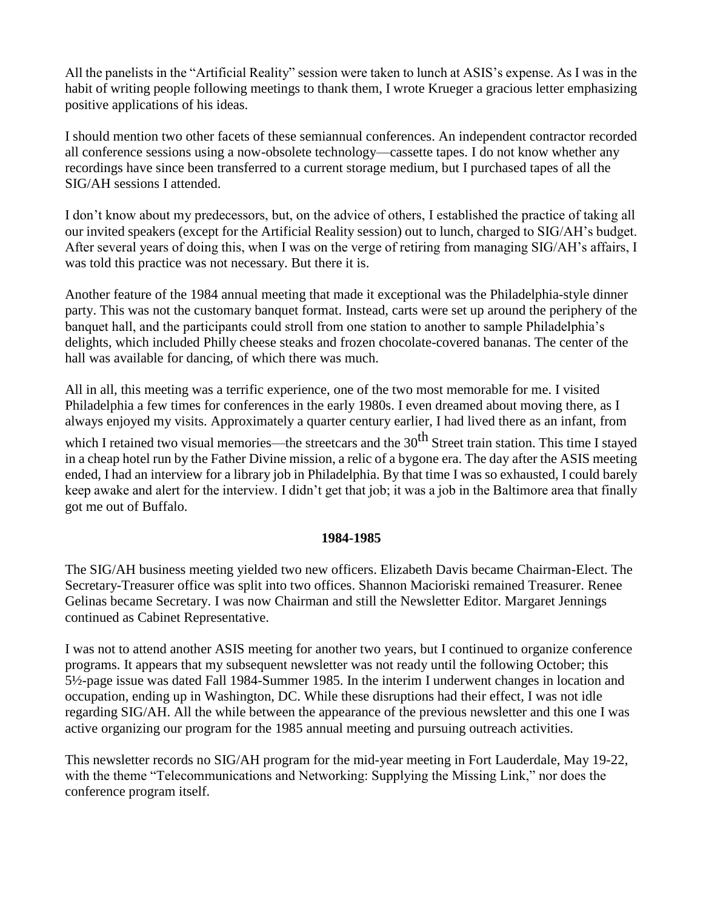All the panelists in the "Artificial Reality" session were taken to lunch at ASIS's expense. As I was in the habit of writing people following meetings to thank them, I wrote Krueger a gracious letter emphasizing positive applications of his ideas.

I should mention two other facets of these semiannual conferences. An independent contractor recorded all conference sessions using a now-obsolete technology—cassette tapes. I do not know whether any recordings have since been transferred to a current storage medium, but I purchased tapes of all the SIG/AH sessions I attended.

I don't know about my predecessors, but, on the advice of others, I established the practice of taking all our invited speakers (except for the Artificial Reality session) out to lunch, charged to SIG/AH's budget. After several years of doing this, when I was on the verge of retiring from managing SIG/AH's affairs, I was told this practice was not necessary. But there it is.

Another feature of the 1984 annual meeting that made it exceptional was the Philadelphia-style dinner party. This was not the customary banquet format. Instead, carts were set up around the periphery of the banquet hall, and the participants could stroll from one station to another to sample Philadelphia's delights, which included Philly cheese steaks and frozen chocolate-covered bananas. The center of the hall was available for dancing, of which there was much.

All in all, this meeting was a terrific experience, one of the two most memorable for me. I visited Philadelphia a few times for conferences in the early 1980s. I even dreamed about moving there, as I always enjoyed my visits. Approximately a quarter century earlier, I had lived there as an infant, from which I retained two visual memories—the streetcars and the 30th Street train station. This time I stayed in a cheap hotel run by the Father Divine mission, a relic of a bygone era. The day after the ASIS meeting ended, I had an interview for a library job in Philadelphia. By that time I was so exhausted, I could barely keep awake and alert for the interview. I didn't get that job; it was a job in the Baltimore area that finally got me out of Buffalo.

**1984-1985**

The SIG/AH business meeting yielded two new officers. Elizabeth Davis became Chairman-Elect. The Secretary-Treasurer office was split into two offices. Shannon Macioriski remained Treasurer. Renee Gelinas became Secretary. I was now Chairman and still the Newsletter Editor. Margaret Jennings continued as Cabinet Representative.

I was not to attend another ASIS meeting for another two years, but I continued to organize conference programs. It appears that my subsequent newsletter was not ready until the following October; this 5½-page issue was dated Fall 1984-Summer 1985. In the interim I underwent changes in location and occupation, ending up in Washington, DC. While these disruptions had their effect, I was not idle regarding SIG/AH. All the while between the appearance of the previous newsletter and this one I was active organizing our program for the 1985 annual meeting and pursuing outreach activities.

This newsletter records no SIG/AH program for the mid-year meeting in Fort Lauderdale, May 19-22, with the theme "Telecommunications and Networking: Supplying the Missing Link," nor does the conference program itself.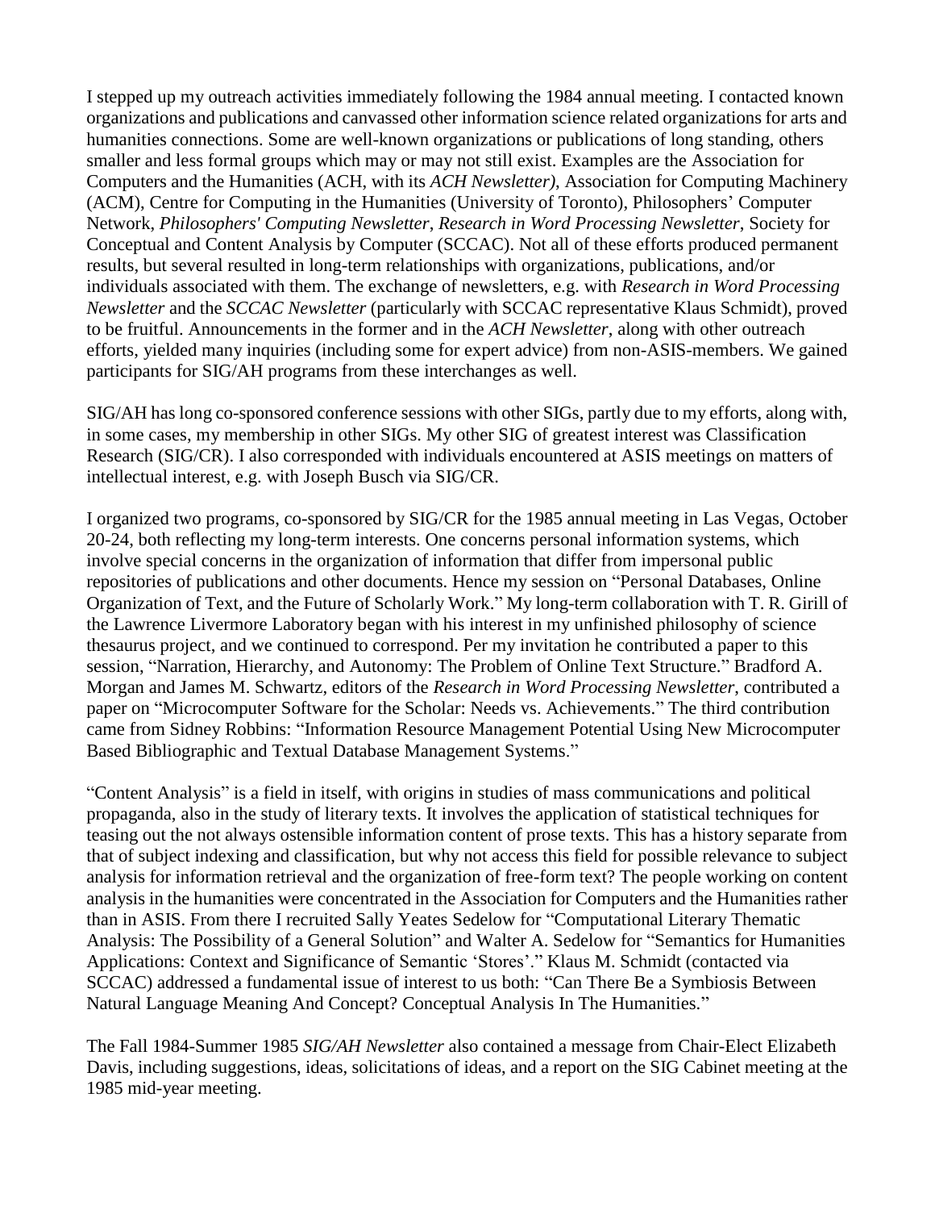I stepped up my outreach activities immediately following the 1984 annual meeting. I contacted known organizations and publications and canvassed other information science related organizations for arts and humanities connections. Some are well-known organizations or publications of long standing, others smaller and less formal groups which may or may not still exist. Examples are the Association for Computers and the Humanities (ACH, with its *ACH Newsletter)*, Association for Computing Machinery (ACM), Centre for Computing in the Humanities (University of Toronto), Philosophers' Computer Network, *Philosophers' Computing Newsletter*, *Research in Word Processing Newsletter*, Society for Conceptual and Content Analysis by Computer (SCCAC). Not all of these efforts produced permanent results, but several resulted in long-term relationships with organizations, publications, and/or individuals associated with them. The exchange of newsletters, e.g. with *Research in Word Processing Newsletter* and the *SCCAC Newsletter* (particularly with SCCAC representative Klaus Schmidt), proved to be fruitful. Announcements in the former and in the *ACH Newsletter*, along with other outreach efforts, yielded many inquiries (including some for expert advice) from non-ASIS-members. We gained participants for SIG/AH programs from these interchanges as well.

SIG/AH has long co-sponsored conference sessions with other SIGs, partly due to my efforts, along with, in some cases, my membership in other SIGs. My other SIG of greatest interest was Classification Research (SIG/CR). I also corresponded with individuals encountered at ASIS meetings on matters of intellectual interest, e.g. with Joseph Busch via SIG/CR.

I organized two programs, co-sponsored by SIG/CR for the 1985 annual meeting in Las Vegas, October 20-24, both reflecting my long-term interests. One concerns personal information systems, which involve special concerns in the organization of information that differ from impersonal public repositories of publications and other documents. Hence my session on "Personal Databases, Online Organization of Text, and the Future of Scholarly Work." My long-term collaboration with T. R. Girill of the Lawrence Livermore Laboratory began with his interest in my unfinished philosophy of science thesaurus project, and we continued to correspond. Per my invitation he contributed a paper to this session, "Narration, Hierarchy, and Autonomy: The Problem of Online Text Structure." Bradford A. Morgan and James M. Schwartz, editors of the *Research in Word Processing Newsletter*, contributed a paper on "Microcomputer Software for the Scholar: Needs vs. Achievements." The third contribution came from Sidney Robbins: "Information Resource Management Potential Using New Microcomputer Based Bibliographic and Textual Database Management Systems."

"Content Analysis" is a field in itself, with origins in studies of mass communications and political propaganda, also in the study of literary texts. It involves the application of statistical techniques for teasing out the not always ostensible information content of prose texts. This has a history separate from that of subject indexing and classification, but why not access this field for possible relevance to subject analysis for information retrieval and the organization of free-form text? The people working on content analysis in the humanities were concentrated in the Association for Computers and the Humanities rather than in ASIS. From there I recruited Sally Yeates Sedelow for "Computational Literary Thematic Analysis: The Possibility of a General Solution" and Walter A. Sedelow for "Semantics for Humanities Applications: Context and Significance of Semantic 'Stores'." Klaus M. Schmidt (contacted via SCCAC) addressed a fundamental issue of interest to us both: "Can There Be a Symbiosis Between Natural Language Meaning And Concept? Conceptual Analysis In The Humanities."

The Fall 1984-Summer 1985 *SIG/AH Newsletter* also contained a message from Chair-Elect Elizabeth Davis, including suggestions, ideas, solicitations of ideas, and a report on the SIG Cabinet meeting at the 1985 mid-year meeting.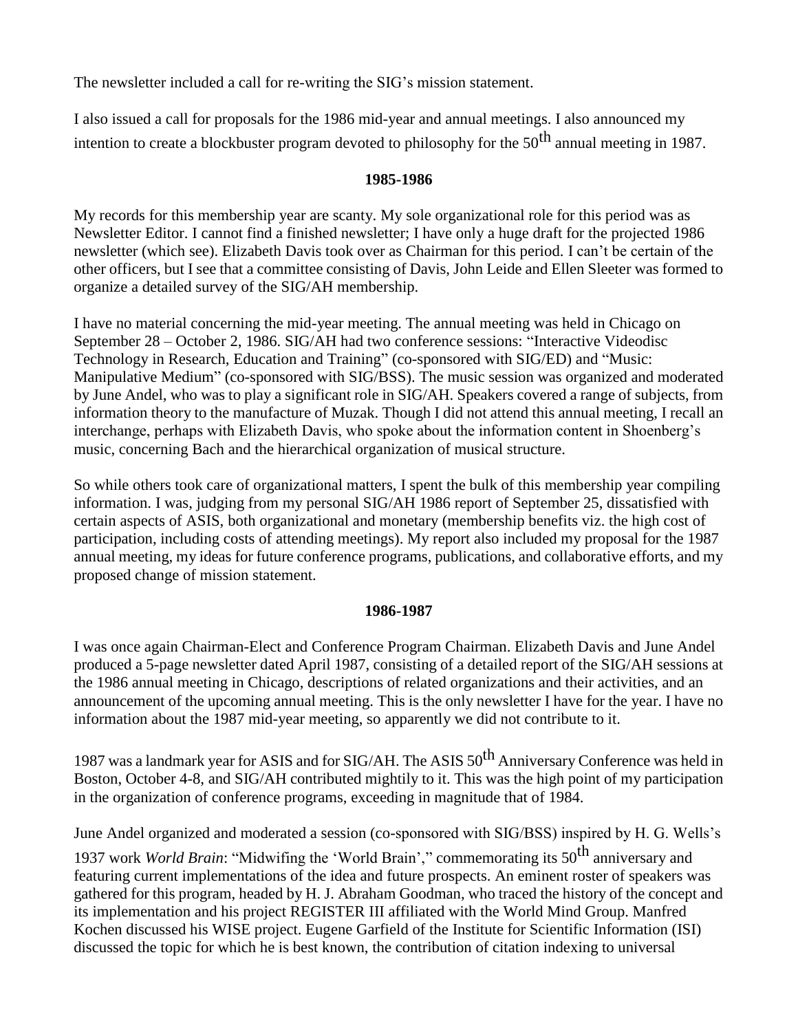The newsletter included a call for re-writing the SIG's mission statement.

I also issued a call for proposals for the 1986 mid-year and annual meetings. I also announced my intention to create a blockbuster program devoted to philosophy for the 50th annual meeting in 1987.

**1985-1986**

My records for this membership year are scanty. My sole organizational role for this period was as Newsletter Editor. I cannot find a finished newsletter; I have only a huge draft for the projected 1986 newsletter (which see). Elizabeth Davis took over as Chairman for this period. I can't be certain of the other officers, but I see that a committee consisting of Davis, John Leide and Ellen Sleeter was formed to organize a detailed survey of the SIG/AH membership.

I have no material concerning the mid-year meeting. The annual meeting was held in Chicago on September 28 – October 2, 1986. SIG/AH had two conference sessions: "Interactive Videodisc Technology in Research, Education and Training" (co-sponsored with SIG/ED) and "Music: Manipulative Medium" (co-sponsored with SIG/BSS). The music session was organized and moderated by June Andel, who was to play a significant role in SIG/AH. Speakers covered a range of subjects, from information theory to the manufacture of Muzak. Though I did not attend this annual meeting, I recall an interchange, perhaps with Elizabeth Davis, who spoke about the information content in Shoenberg's music, concerning Bach and the hierarchical organization of musical structure.

So while others took care of organizational matters, I spent the bulk of this membership year compiling information. I was, judging from my personal SIG/AH 1986 report of September 25, dissatisfied with certain aspects of ASIS, both organizational and monetary (membership benefits viz. the high cost of participation, including costs of attending meetings). My report also included my proposal for the 1987 annual meeting, my ideas for future conference programs, publications, and collaborative efforts, and my proposed change of mission statement.

**1986-1987**

I was once again Chairman-Elect and Conference Program Chairman. Elizabeth Davis and June Andel produced a 5-page newsletter dated April 1987, consisting of a detailed report of the SIG/AH sessions at the 1986 annual meeting in Chicago, descriptions of related organizations and their activities, and an announcement of the upcoming annual meeting. This is the only newsletter I have for the year. I have no information about the 1987 mid-year meeting, so apparently we did not contribute to it.

1987 was a landmark year for ASIS and for SIG/AH. The ASIS 50th Anniversary Conference was held in Boston, October 4-8, and SIG/AH contributed mightily to it. This was the high point of my participation in the organization of conference programs, exceeding in magnitude that of 1984.

June Andel organized and moderated a session (co-sponsored with SIG/BSS) inspired by H. G. Wells's 1937 work *World Brain*: "Midwifing the 'World Brain'," commemorating its 50th anniversary and featuring current implementations of the idea and future prospects. An eminent roster of speakers was gathered for this program, headed by H. J. Abraham Goodman, who traced the history of the concept and its implementation and his project REGISTER III affiliated with the World Mind Group. Manfred Kochen discussed his WISE project. Eugene Garfield of the Institute for Scientific Information (ISI) discussed the topic for which he is best known, the contribution of citation indexing to universal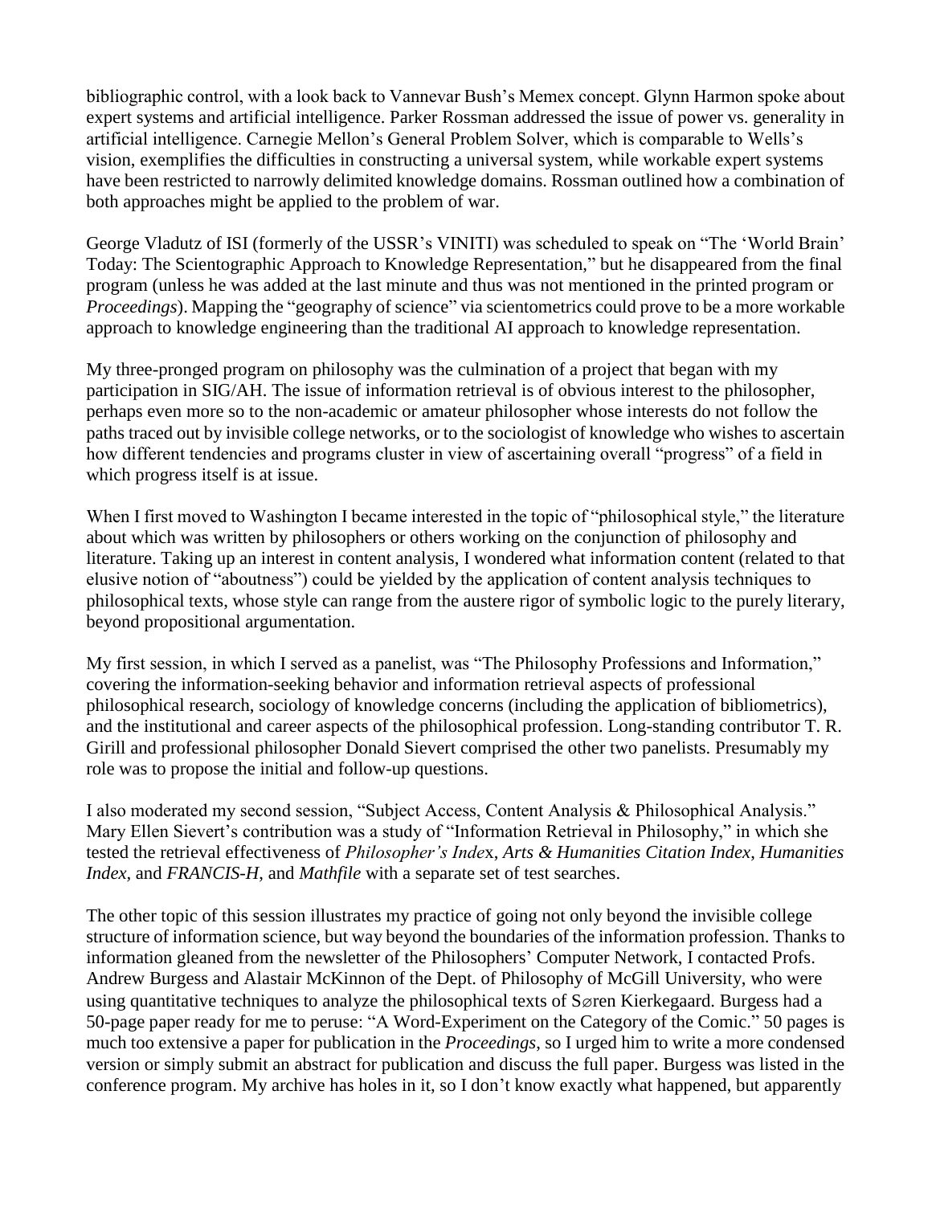bibliographic control, with a look back to Vannevar Bush's Memex concept. Glynn Harmon spoke about expert systems and artificial intelligence. Parker Rossman addressed the issue of power vs. generality in artificial intelligence. Carnegie Mellon's General Problem Solver, which is comparable to Wells's vision, exemplifies the difficulties in constructing a universal system, while workable expert systems have been restricted to narrowly delimited knowledge domains. Rossman outlined how a combination of both approaches might be applied to the problem of war.

George Vladutz of ISI (formerly of the USSR's VINITI) was scheduled to speak on "The 'World Brain' Today: The Scientographic Approach to Knowledge Representation," but he disappeared from the final program (unless he was added at the last minute and thus was not mentioned in the printed program or *Proceedings*). Mapping the "geography of science" via scientometrics could prove to be a more workable approach to knowledge engineering than the traditional AI approach to knowledge representation.

My three-pronged program on philosophy was the culmination of a project that began with my participation in SIG/AH. The issue of information retrieval is of obvious interest to the philosopher, perhaps even more so to the non-academic or amateur philosopher whose interests do not follow the paths traced out by invisible college networks, or to the sociologist of knowledge who wishes to ascertain how different tendencies and programs cluster in view of ascertaining overall "progress" of a field in which progress itself is at issue.

When I first moved to Washington I became interested in the topic of "philosophical style," the literature about which was written by philosophers or others working on the conjunction of philosophy and literature. Taking up an interest in content analysis, I wondered what information content (related to that elusive notion of "aboutness") could be yielded by the application of content analysis techniques to philosophical texts, whose style can range from the austere rigor of symbolic logic to the purely literary, beyond propositional argumentation.

My first session, in which I served as a panelist, was "The Philosophy Professions and Information," covering the information-seeking behavior and information retrieval aspects of professional philosophical research, sociology of knowledge concerns (including the application of bibliometrics), and the institutional and career aspects of the philosophical profession. Long-standing contributor T. R. Girill and professional philosopher Donald Sievert comprised the other two panelists. Presumably my role was to propose the initial and follow-up questions.

I also moderated my second session, "Subject Access, Content Analysis & Philosophical Analysis." Mary Ellen Sievert's contribution was a study of "Information Retrieval in Philosophy," in which she tested the retrieval effectiveness of *Philosopher's Inde*x, *Arts & Humanities Citation Index*, *Humanities Index,* and *FRANCIS-H*, and *Mathfile* with a separate set of test searches.

The other topic of this session illustrates my practice of going not only beyond the invisible college structure of information science, but way beyond the boundaries of the information profession. Thanks to information gleaned from the newsletter of the Philosophers' Computer Network, I contacted Profs. Andrew Burgess and Alastair McKinnon of the Dept. of Philosophy of McGill University, who were using quantitative techniques to analyze the philosophical texts of Søren Kierkegaard. Burgess had a 50-page paper ready for me to peruse: "A Word-Experiment on the Category of the Comic." 50 pages is much too extensive a paper for publication in the *Proceedings*, so I urged him to write a more condensed version or simply submit an abstract for publication and discuss the full paper. Burgess was listed in the conference program. My archive has holes in it, so I don't know exactly what happened, but apparently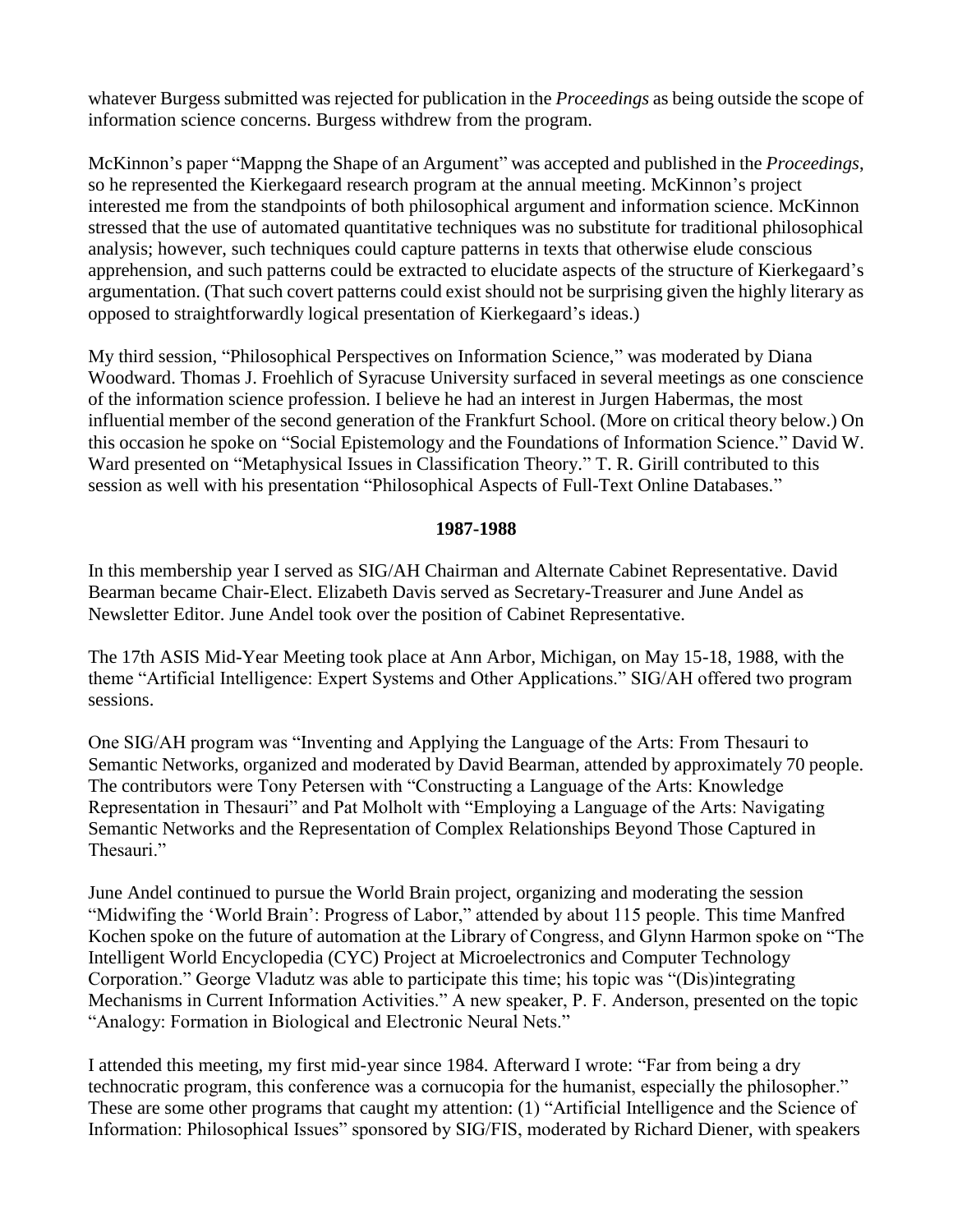whatever Burgess submitted was rejected for publication in the *Proceedings* as being outside the scope of information science concerns. Burgess withdrew from the program.

McKinnon's paper "Mappng the Shape of an Argument" was accepted and published in the *Proceedings*, so he represented the Kierkegaard research program at the annual meeting. McKinnon's project interested me from the standpoints of both philosophical argument and information science. McKinnon stressed that the use of automated quantitative techniques was no substitute for traditional philosophical analysis; however, such techniques could capture patterns in texts that otherwise elude conscious apprehension, and such patterns could be extracted to elucidate aspects of the structure of Kierkegaard's argumentation. (That such covert patterns could exist should not be surprising given the highly literary as opposed to straightforwardly logical presentation of Kierkegaard's ideas.)

My third session, "Philosophical Perspectives on Information Science," was moderated by Diana Woodward. Thomas J. Froehlich of Syracuse University surfaced in several meetings as one conscience of the information science profession. I believe he had an interest in Jurgen Habermas, the most influential member of the second generation of the Frankfurt School. (More on critical theory below.) On this occasion he spoke on "Social Epistemology and the Foundations of Information Science." David W. Ward presented on "Metaphysical Issues in Classification Theory." T. R. Girill contributed to this session as well with his presentation "Philosophical Aspects of Full-Text Online Databases."

**1987-1988**

In this membership year I served as SIG/AH Chairman and Alternate Cabinet Representative. David Bearman became Chair-Elect. Elizabeth Davis served as Secretary-Treasurer and June Andel as Newsletter Editor. June Andel took over the position of Cabinet Representative.

The 17th ASIS Mid-Year Meeting took place at Ann Arbor, Michigan, on May 15-18, 1988, with the theme "Artificial Intelligence: Expert Systems and Other Applications." SIG/AH offered two program sessions.

One SIG/AH program was "Inventing and Applying the Language of the Arts: From Thesauri to Semantic Networks, organized and moderated by David Bearman, attended by approximately 70 people. The contributors were Tony Petersen with "Constructing a Language of the Arts: Knowledge Representation in Thesauri" and Pat Molholt with "Employing a Language of the Arts: Navigating Semantic Networks and the Representation of Complex Relationships Beyond Those Captured in Thesauri."

June Andel continued to pursue the World Brain project, organizing and moderating the session "Midwifing the 'World Brain': Progress of Labor," attended by about 115 people. This time Manfred Kochen spoke on the future of automation at the Library of Congress, and Glynn Harmon spoke on "The Intelligent World Encyclopedia (CYC) Project at Microelectronics and Computer Technology Corporation." George Vladutz was able to participate this time; his topic was "(Dis)integrating Mechanisms in Current Information Activities." A new speaker, P. F. Anderson, presented on the topic "Analogy: Formation in Biological and Electronic Neural Nets."

I attended this meeting, my first mid-year since 1984. Afterward I wrote: "Far from being a dry technocratic program, this conference was a cornucopia for the humanist, especially the philosopher." These are some other programs that caught my attention: (1) "Artificial Intelligence and the Science of Information: Philosophical Issues" sponsored by SIG/FIS, moderated by Richard Diener, with speakers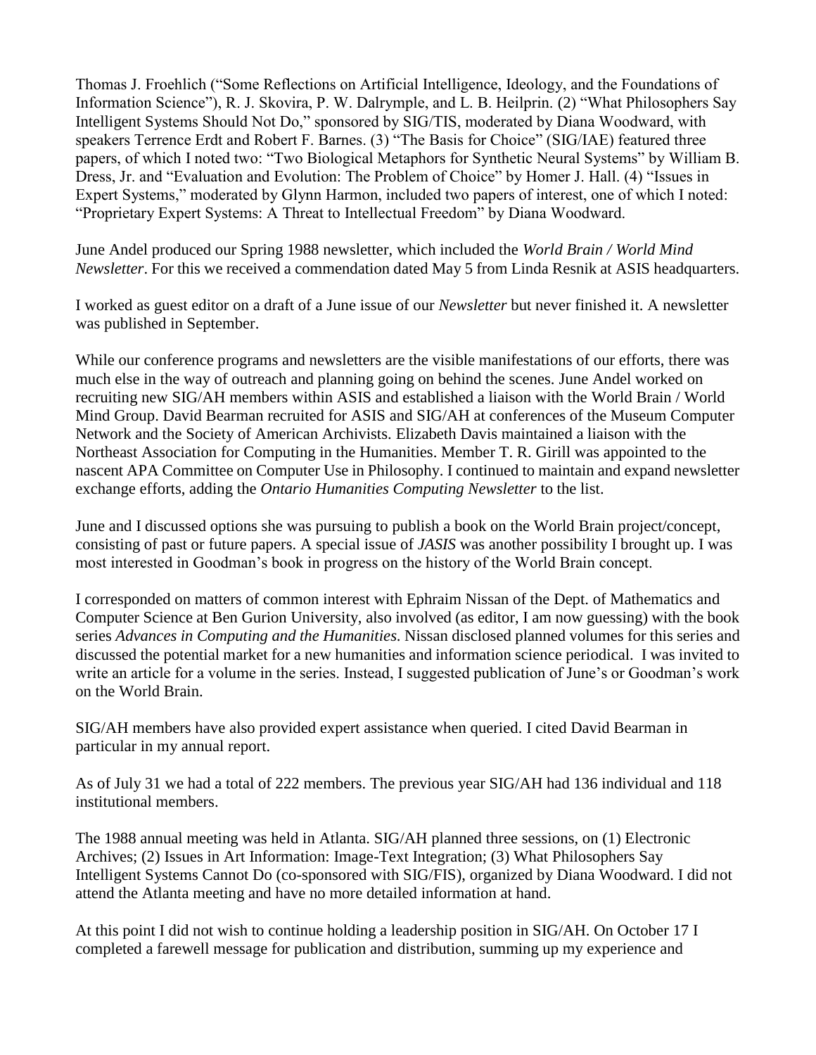Thomas J. Froehlich ("Some Reflections on Artificial Intelligence, Ideology, and the Foundations of Information Science"), R. J. Skovira, P. W. Dalrymple, and L. B. Heilprin. (2) "What Philosophers Say Intelligent Systems Should Not Do," sponsored by SIG/TIS, moderated by Diana Woodward, with speakers Terrence Erdt and Robert F. Barnes. (3) "The Basis for Choice" (SIG/IAE) featured three papers, of which I noted two: "Two Biological Metaphors for Synthetic Neural Systems" by William B. Dress, Jr. and "Evaluation and Evolution: The Problem of Choice" by Homer J. Hall. (4) "Issues in Expert Systems," moderated by Glynn Harmon, included two papers of interest, one of which I noted: "Proprietary Expert Systems: A Threat to Intellectual Freedom" by Diana Woodward.

June Andel produced our Spring 1988 newsletter, which included the *World Brain / World Mind Newsletter*. For this we received a commendation dated May 5 from Linda Resnik at ASIS headquarters.

I worked as guest editor on a draft of a June issue of our *Newsletter* but never finished it. A newsletter was published in September.

While our conference programs and newsletters are the visible manifestations of our efforts, there was much else in the way of outreach and planning going on behind the scenes. June Andel worked on recruiting new SIG/AH members within ASIS and established a liaison with the World Brain / World Mind Group. David Bearman recruited for ASIS and SIG/AH at conferences of the Museum Computer Network and the Society of American Archivists. Elizabeth Davis maintained a liaison with the Northeast Association for Computing in the Humanities. Member T. R. Girill was appointed to the nascent APA Committee on Computer Use in Philosophy. I continued to maintain and expand newsletter exchange efforts, adding the *Ontario Humanities Computing Newsletter* to the list.

June and I discussed options she was pursuing to publish a book on the World Brain project/concept, consisting of past or future papers. A special issue of *JASIS* was another possibility I brought up. I was most interested in Goodman's book in progress on the history of the World Brain concept.

I corresponded on matters of common interest with Ephraim Nissan of the Dept. of Mathematics and Computer Science at Ben Gurion University, also involved (as editor, I am now guessing) with the book series *Advances in Computing and the Humanities*. Nissan disclosed planned volumes for this series and discussed the potential market for a new humanities and information science periodical. I was invited to write an article for a volume in the series. Instead, I suggested publication of June's or Goodman's work on the World Brain.

SIG/AH members have also provided expert assistance when queried. I cited David Bearman in particular in my annual report.

As of July 31 we had a total of 222 members. The previous year SIG/AH had 136 individual and 118 institutional members.

The 1988 annual meeting was held in Atlanta. SIG/AH planned three sessions, on (1) Electronic Archives; (2) Issues in Art Information: Image-Text Integration; (3) What Philosophers Say Intelligent Systems Cannot Do (co-sponsored with SIG/FIS), organized by Diana Woodward. I did not attend the Atlanta meeting and have no more detailed information at hand.

At this point I did not wish to continue holding a leadership position in SIG/AH. On October 17 I completed a farewell message for publication and distribution, summing up my experience and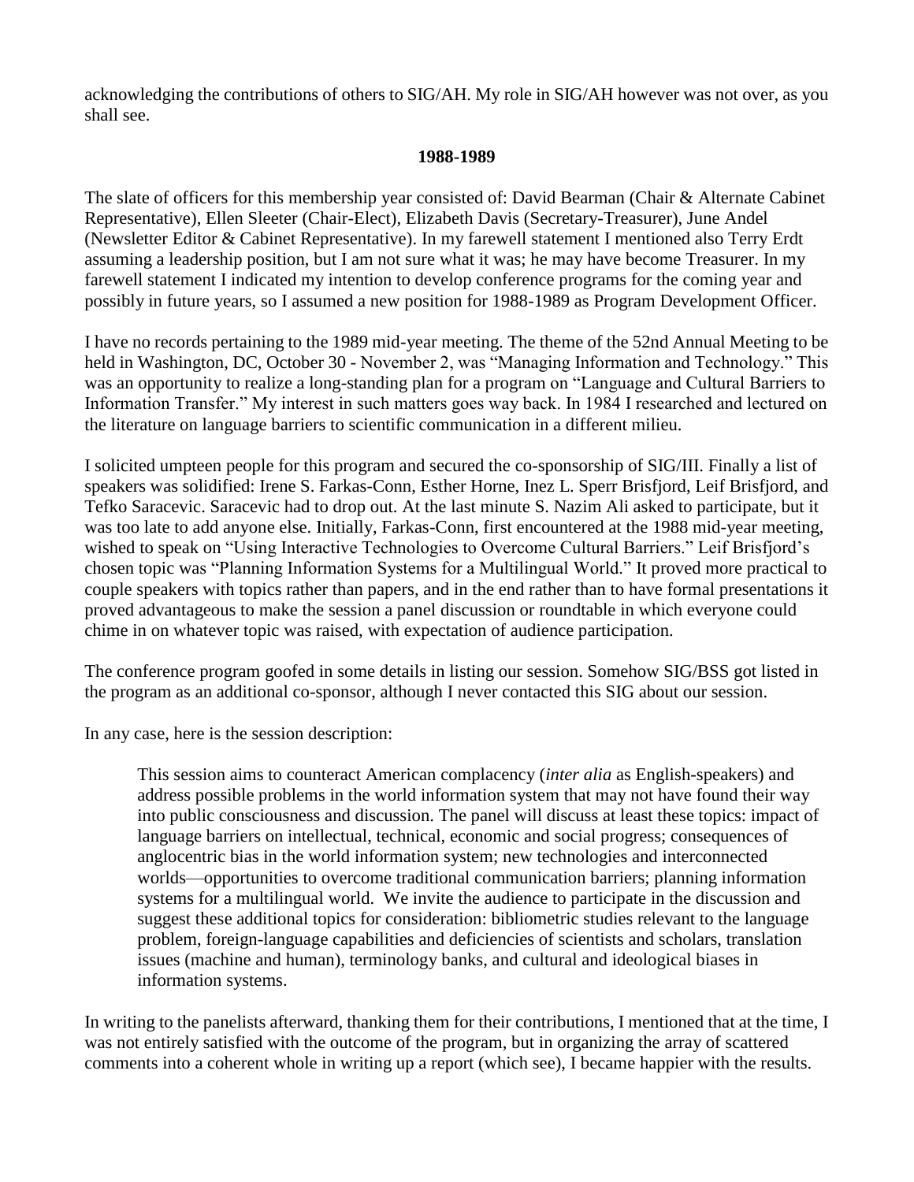acknowledging the contributions of others to SIG/AH. My role in SIG/AH however was not over, as you shall see.

## 1988-1989

The slate of officers for this membership year consisted of: David Bearman (Chair & Alternate Cabinet Representative), Ellen Sleeter (Chair-Elect), Elizabeth Davis (Secretary-Treasurer), June Andel (Newsletter Editor & Cabinet Representative). In my farewell statement I mentioned also Terry Erdt assuming a leadership position, but I am not sure what it was; he may have become Treasurer. In my farewell statement I indicated my intention to develop conference programs for the coming year and possibly in future years, so I assumed a new position for 1988-1989 as Program Development Officer.

I have no records pertaining to the 1989 mid-year meeting. The theme of the 52nd Annual Meeting to be held in Washington, DC, October 30 - November 2, was "Managing Information and Technology." This was an opportunity to realize a long-standing plan for a program on "Language and Cultural Barriers to Information Transfer." My interest in such matters goes way back. In 1984 I researched and lectured on the literature on language barriers to scientific communication in a different milieu.

I solicited umpteen people for this program and secured the co-sponsorship of SIG/III. Finally a list of speakers was solidified: Irene S. Farkas-Conn, Esther Horne, Inez L. Sperr Brisfjord, Leif Brisfjord, and Tefko Saracevic. Saracevic had to drop out. At the last minute S. Nazim Ali asked to participate, but it was too late to add anyone else. Initially, Farkas-Conn, first encountered at the 1988 mid-year meeting, wished to speak on "Using Interactive Technologies to Overcome Cultural Barriers." Leif Brisfjord's chosen topic was "Planning Information Systems for a Multilingual World." It proved more practical to couple speakers with topics rather than papers, and in the end rather than to have formal presentations it proved advantageous to make the session a panel discussion or roundtable in which everyone could chime in on whatever topic was raised, with expectation of audience participation.

The conference program goofed in some details in listing our session. Somehow SIG/BSS got listed in the program as an additional co-sponsor, although I never contacted this SIG about our session.

In any case, here is the session description:

> This session aims to counteract American complacency (*inter alia* as English-speakers) and address possible problems in the world information system that may not have found their way into public consciousness and discussion. The panel will discuss at least these topics: impact of language barriers on intellectual, technical, economic and social progress; consequences of anglocentric bias in the world information system; new technologies and interconnected worlds—opportunities to overcome traditional communication barriers; planning information systems for a multilingual world. We invite the audience to participate in the discussion and suggest these additional topics for consideration: bibliometric studies relevant to the language problem, foreign-language capabilities and deficiencies of scientists and scholars, translation issues (machine and human), terminology banks, and cultural and ideological biases in information systems.

In writing to the panelists afterward, thanking them for their contributions, I mentioned that at the time, I was not entirely satisfied with the outcome of the program, but in organizing the array of scattered comments into a coherent whole in writing up a report (which see), I became happier with the results.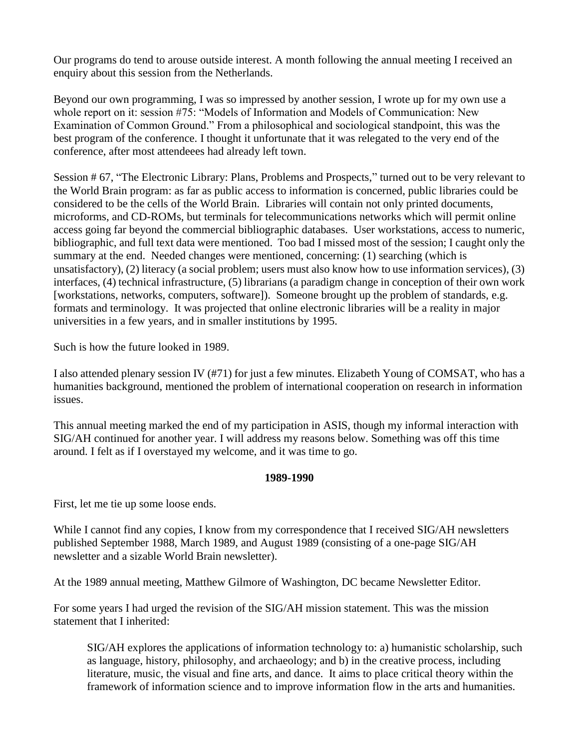Our programs do tend to arouse outside interest. A month following the annual meeting I received an enquiry about this session from the Netherlands.

Beyond our own programming, I was so impressed by another session, I wrote up for my own use a whole report on it: session #75: "Models of Information and Models of Communication: New Examination of Common Ground." From a philosophical and sociological standpoint, this was the best program of the conference. I thought it unfortunate that it was relegated to the very end of the conference, after most attendeees had already left town.

Session # 67, "The Electronic Library: Plans, Problems and Prospects," turned out to be very relevant to the World Brain program: as far as public access to information is concerned, public libraries could be considered to be the cells of the World Brain. Libraries will contain not only printed documents, microforms, and CD-ROMs, but terminals for telecommunications networks which will permit online access going far beyond the commercial bibliographic databases. User workstations, access to numeric, bibliographic, and full text data were mentioned. Too bad I missed most of the session; I caught only the summary at the end. Needed changes were mentioned, concerning: (1) searching (which is unsatisfactory), (2) literacy (a social problem; users must also know how to use information services), (3) interfaces, (4) technical infrastructure, (5) librarians (a paradigm change in conception of their own work [workstations, networks, computers, software]). Someone brought up the problem of standards, e.g. formats and terminology. It was projected that online electronic libraries will be a reality in major universities in a few years, and in smaller institutions by 1995.

Such is how the future looked in 1989.

I also attended plenary session IV (#71) for just a few minutes. Elizabeth Young of COMSAT, who has a humanities background, mentioned the problem of international cooperation on research in information issues.

This annual meeting marked the end of my participation in ASIS, though my informal interaction with SIG/AH continued for another year. I will address my reasons below. Something was off this time around. I felt as if I overstayed my welcome, and it was time to go.

**1989-1990**

First, let me tie up some loose ends.

While I cannot find any copies, I know from my correspondence that I received SIG/AH newsletters published September 1988, March 1989, and August 1989 (consisting of a one-page SIG/AH newsletter and a sizable World Brain newsletter).

At the 1989 annual meeting, Matthew Gilmore of Washington, DC became Newsletter Editor.

For some years I had urged the revision of the SIG/AH mission statement. This was the mission statement that I inherited:

> SIG/AH explores the applications of information technology to: a) humanistic scholarship, such as language, history, philosophy, and archaeology; and b) in the creative process, including literature, music, the visual and fine arts, and dance. It aims to place critical theory within the framework of information science and to improve information flow in the arts and humanities.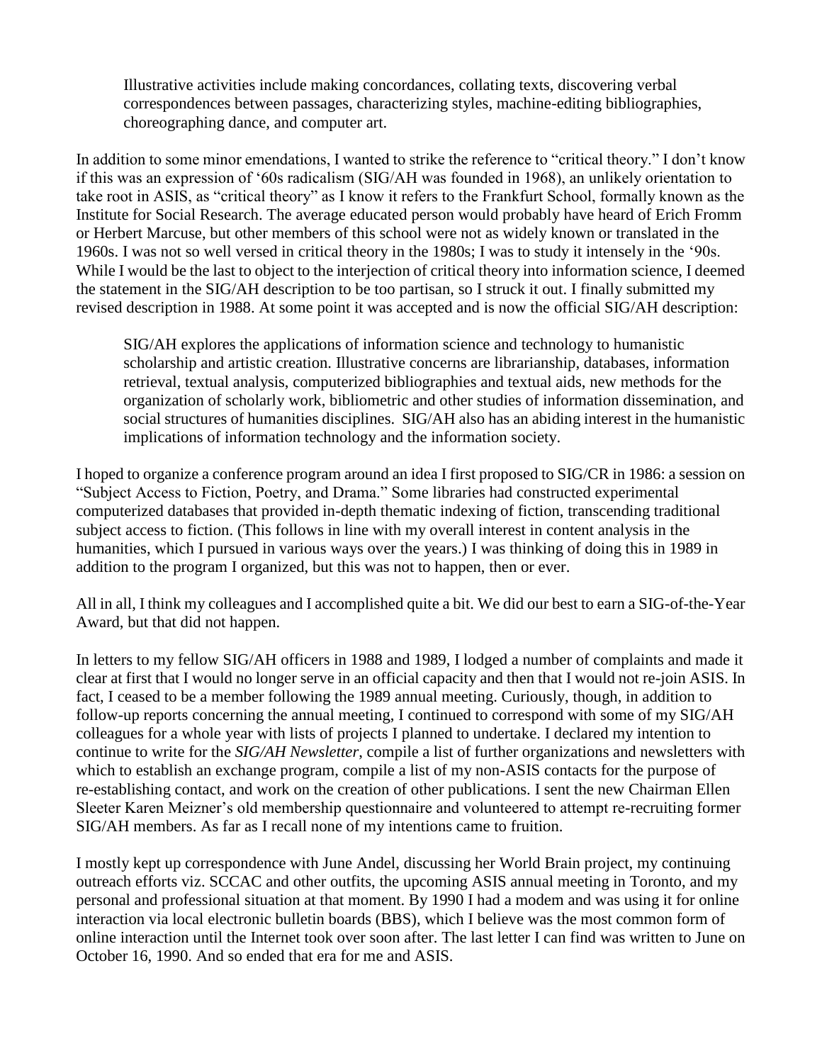> Illustrative activities include making concordances, collating texts, discovering verbal correspondences between passages, characterizing styles, machine-editing bibliographies, choreographing dance, and computer art.

In addition to some minor emendations, I wanted to strike the reference to "critical theory." I don't know if this was an expression of '60s radicalism (SIG/AH was founded in 1968), an unlikely orientation to take root in ASIS, as "critical theory" as I know it refers to the Frankfurt School, formally known as the Institute for Social Research. The average educated person would probably have heard of Erich Fromm or Herbert Marcuse, but other members of this school were not as widely known or translated in the 1960s. I was not so well versed in critical theory in the 1980s; I was to study it intensely in the '90s. While I would be the last to object to the interjection of critical theory into information science, I deemed the statement in the SIG/AH description to be too partisan, so I struck it out. I finally submitted my revised description in 1988. At some point it was accepted and is now the official SIG/AH description:

> SIG/AH explores the applications of information science and technology to humanistic scholarship and artistic creation. Illustrative concerns are librarianship, databases, information retrieval, textual analysis, computerized bibliographies and textual aids, new methods for the organization of scholarly work, bibliometric and other studies of information dissemination, and social structures of humanities disciplines. SIG/AH also has an abiding interest in the humanistic implications of information technology and the information society.

I hoped to organize a conference program around an idea I first proposed to SIG/CR in 1986: a session on "Subject Access to Fiction, Poetry, and Drama." Some libraries had constructed experimental computerized databases that provided in-depth thematic indexing of fiction, transcending traditional subject access to fiction. (This follows in line with my overall interest in content analysis in the humanities, which I pursued in various ways over the years.) I was thinking of doing this in 1989 in addition to the program I organized, but this was not to happen, then or ever.

All in all, I think my colleagues and I accomplished quite a bit. We did our best to earn a SIG-of-the-Year Award, but that did not happen.

In letters to my fellow SIG/AH officers in 1988 and 1989, I lodged a number of complaints and made it clear at first that I would no longer serve in an official capacity and then that I would not re-join ASIS. In fact, I ceased to be a member following the 1989 annual meeting. Curiously, though, in addition to follow-up reports concerning the annual meeting, I continued to correspond with some of my SIG/AH colleagues for a whole year with lists of projects I planned to undertake. I declared my intention to continue to write for the *SIG/AH Newsletter*, compile a list of further organizations and newsletters with which to establish an exchange program, compile a list of my non-ASIS contacts for the purpose of re-establishing contact, and work on the creation of other publications. I sent the new Chairman Ellen Sleeter Karen Meizner's old membership questionnaire and volunteered to attempt re-recruiting former SIG/AH members. As far as I recall none of my intentions came to fruition.

I mostly kept up correspondence with June Andel, discussing her World Brain project, my continuing outreach efforts viz. SCCAC and other outfits, the upcoming ASIS annual meeting in Toronto, and my personal and professional situation at that moment. By 1990 I had a modem and was using it for online interaction via local electronic bulletin boards (BBS), which I believe was the most common form of online interaction until the Internet took over soon after. The last letter I can find was written to June on October 16, 1990. And so ended that era for me and ASIS.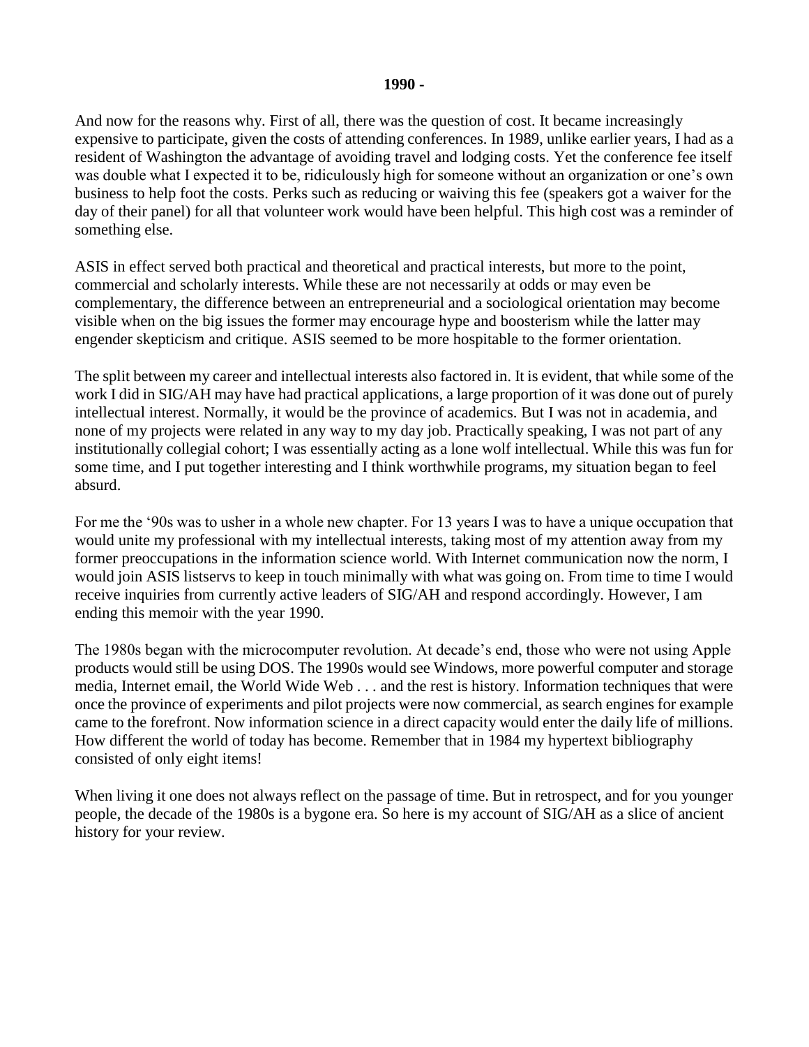## 1990 -

And now for the reasons why. First of all, there was the question of cost. It became increasingly expensive to participate, given the costs of attending conferences. In 1989, unlike earlier years, I had as a resident of Washington the advantage of avoiding travel and lodging costs. Yet the conference fee itself was double what I expected it to be, ridiculously high for someone without an organization or one's own business to help foot the costs. Perks such as reducing or waiving this fee (speakers got a waiver for the day of their panel) for all that volunteer work would have been helpful. This high cost was a reminder of something else.

ASIS in effect served both practical and theoretical and practical interests, but more to the point, commercial and scholarly interests. While these are not necessarily at odds or may even be complementary, the difference between an entrepreneurial and a sociological orientation may become visible when on the big issues the former may encourage hype and boosterism while the latter may engender skepticism and critique. ASIS seemed to be more hospitable to the former orientation.

The split between my career and intellectual interests also factored in. It is evident, that while some of the work I did in SIG/AH may have had practical applications, a large proportion of it was done out of purely intellectual interest. Normally, it would be the province of academics. But I was not in academia, and none of my projects were related in any way to my day job. Practically speaking, I was not part of any institutionally collegial cohort; I was essentially acting as a lone wolf intellectual. While this was fun for some time, and I put together interesting and I think worthwhile programs, my situation began to feel absurd.

For me the '90s was to usher in a whole new chapter. For 13 years I was to have a unique occupation that would unite my professional with my intellectual interests, taking most of my attention away from my former preoccupations in the information science world. With Internet communication now the norm, I would join ASIS listservs to keep in touch minimally with what was going on. From time to time I would receive inquiries from currently active leaders of SIG/AH and respond accordingly. However, I am ending this memoir with the year 1990.

The 1980s began with the microcomputer revolution. At decade's end, those who were not using Apple products would still be using DOS. The 1990s would see Windows, more powerful computer and storage media, Internet email, the World Wide Web . . . and the rest is history. Information techniques that were once the province of experiments and pilot projects were now commercial, as search engines for example came to the forefront. Now information science in a direct capacity would enter the daily life of millions. How different the world of today has become. Remember that in 1984 my hypertext bibliography consisted of only eight items!

When living it one does not always reflect on the passage of time. But in retrospect, and for you younger people, the decade of the 1980s is a bygone era. So here is my account of SIG/AH as a slice of ancient history for your review.